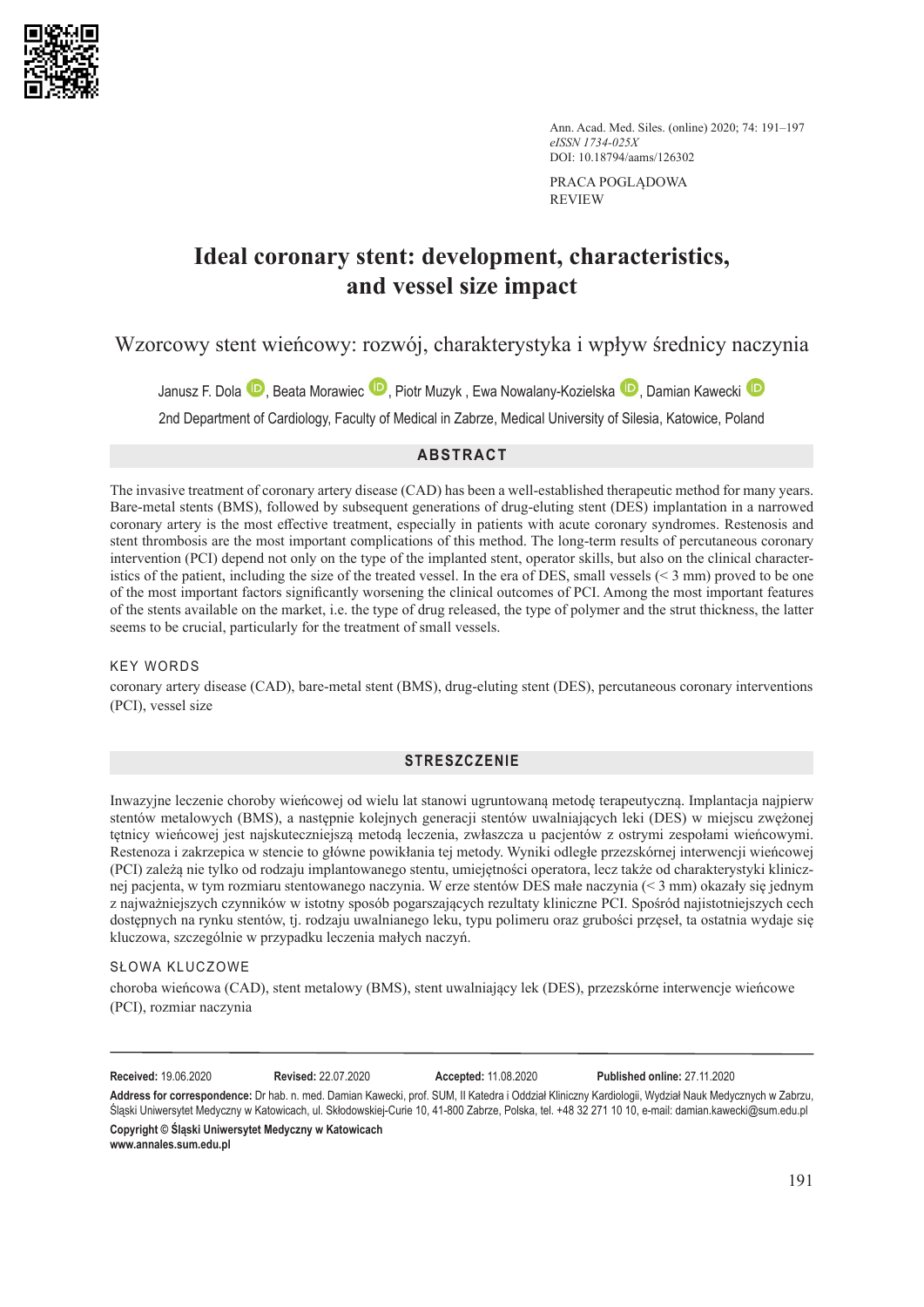PRACA POGLĄDOWA
REVIEW

# Ideal coronary stent: development, characteristics, and vessel size impact

## Wzorcowy stent wieńcowy: rozwój, charakterystyka i wpływ średnicy naczynia

Janusz F. Dola, Beata Morawiec, Piotr Muzyk, Ewa Nowalany-Kozielska, Damian Kawecki

2nd Department of Cardiology, Faculty of Medical in Zabrze, Medical University of Silesia, Katowice, Poland

### ABSTRACT

The invasive treatment of coronary artery disease (CAD) has been a well-established therapeutic method for many years. Bare-metal stents (BMS), followed by subsequent generations of drug-eluting stent (DES) implantation in a narrowed coronary artery is the most effective treatment, especially in patients with acute coronary syndromes. Restenosis and stent thrombosis are the most important complications of this method. The long-term results of percutaneous coronary intervention (PCI) depend not only on the type of the implanted stent, operator skills, but also on the clinical characteristics of the patient, including the size of the treated vessel. In the era of DES, small vessels (< 3 mm) proved to be one of the most important factors significantly worsening the clinical outcomes of PCI. Among the most important features of the stents available on the market, i.e. the type of drug released, the type of polymer and the strut thickness, the latter seems to be crucial, particularly for the treatment of small vessels.

#### KEY WORDS

coronary artery disease (CAD), bare-metal stent (BMS), drug-eluting stent (DES), percutaneous coronary interventions (PCI), vessel size

### STRESZCZENIE

Inwazyjne leczenie choroby wieńcowej od wielu lat stanowi ugruntowaną metodę terapeutyczną. Implantacja najpierw stentów metalowych (BMS), a następnie kolejnych generacji stentów uwalniających leki (DES) w miejscu zwężonej tętnicy wieńcowej jest najskuteczniejszą metodą leczenia, zwłaszcza u pacjentów z ostrymi zespołami wieńcowymi. Restenoza i zakrzepica w stencie to główne powikłania tej metody. Wyniki odległe przezskórnej interwencji wieńcowej (PCI) zależą nie tylko od rodzaju implantowanego stentu, umiejętności operatora, lecz także od charakterystyki klinicznej pacjenta, w tym rozmiaru stentowanego naczynia. W erze stentów DES małe naczynia (< 3 mm) okazały się jednym z najważniejszych czynników w istotny sposób pogarszających rezultaty kliniczne PCI. Spośród najistotniejszych cech dostępnych na rynku stentów, tj. rodzaju uwalnianego leku, typu polimeru oraz grubości przęseł, ta ostatnia wydaje się kluczowa, szczególnie w przypadku leczenia małych naczyń.

#### SŁOWA KLUCZOWE

choroba wieńcowa (CAD), stent metalowy (BMS), stent uwalniający lek (DES), przezskórne interwencje wieńcowe (PCI), rozmiar naczynia

**Received:** 19.06.2020 **Revised:** 22.07.2020 **Accepted:** 11.08.2020 **Published online:** 27.11.2020

**Address for correspondence:** Dr hab. n. med. Damian Kawecki, prof. SUM, II Katedra i Oddział Kliniczny Kardiologii, Wydział Nauk Medycznych w Zabrzu, Śląski Uniwersytet Medyczny w Katowicach, ul. Skłodowskiej-Curie 10, 41-800 Zabrze, Polska, tel. +48 32 271 10 10, e-mail: damian.kawecki@sum.edu.pl

**Copyright © Śląski Uniwersytet Medyczny w Katowicach**
**www.annales.sum.edu.pl**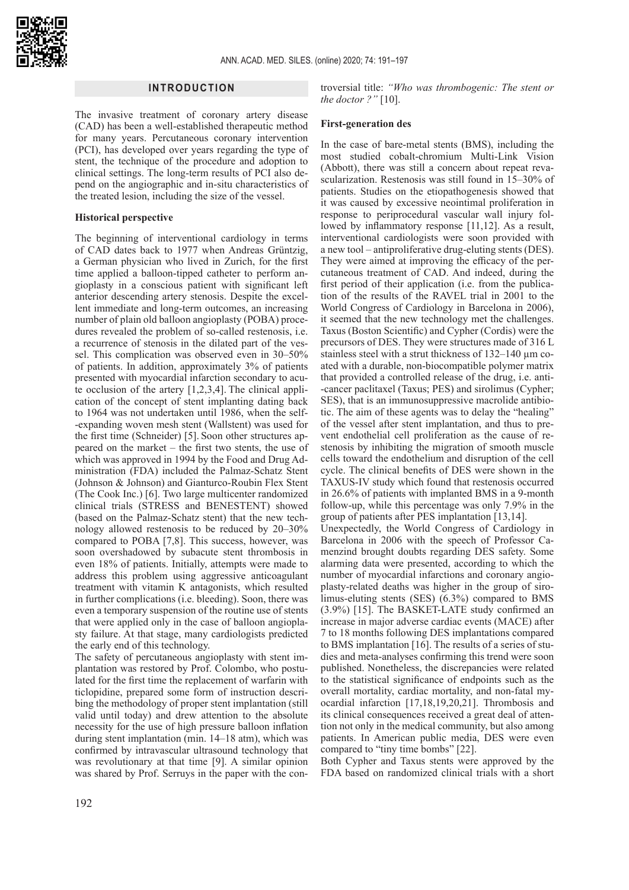## INTRODUCTION

The invasive treatment of coronary artery disease (CAD) has been a well-established therapeutic method for many years. Percutaneous coronary intervention (PCI), has developed over years regarding the type of stent, the technique of the procedure and adoption to clinical settings. The long-term results of PCI also depend on the angiographic and in-situ characteristics of the treated lesion, including the size of the vessel.

### Historical perspective

The beginning of interventional cardiology in terms of CAD dates back to 1977 when Andreas Grüntzig, a German physician who lived in Zurich, for the first time applied a balloon-tipped catheter to perform angioplasty in a conscious patient with significant left anterior descending artery stenosis. Despite the excellent immediate and long-term outcomes, an increasing number of plain old balloon angioplasty (POBA) procedures revealed the problem of so-called restenosis, i.e. a recurrence of stenosis in the dilated part of the vessel. This complication was observed even in 30–50% of patients. In addition, approximately 3% of patients presented with myocardial infarction secondary to acute occlusion of the artery [1,2,3,4]. The clinical application of the concept of stent implanting dating back to 1964 was not undertaken until 1986, when the self-expanding woven mesh stent (Wallstent) was used for the first time (Schneider) [5]. Soon other structures appeared on the market – the first two stents, the use of which was approved in 1994 by the Food and Drug Administration (FDA) included the Palmaz-Schatz Stent (Johnson & Johnson) and Gianturco-Roubin Flex Stent (The Cook Inc.) [6]. Two large multicenter randomized clinical trials (STRESS and BENESTENT) showed (based on the Palmaz-Schatz stent) that the new technology allowed restenosis to be reduced by 20–30% compared to POBA [7,8]. This success, however, was soon overshadowed by subacute stent thrombosis in even 18% of patients. Initially, attempts were made to address this problem using aggressive anticoagulant treatment with vitamin K antagonists, which resulted in further complications (i.e. bleeding). Soon, there was even a temporary suspension of the routine use of stents that were applied only in the case of balloon angioplasty failure. At that stage, many cardiologists predicted the early end of this technology.

The safety of percutaneous angioplasty with stent implantation was restored by Prof. Colombo, who postulated for the first time the replacement of warfarin with ticlopidine, prepared some form of instruction describing the methodology of proper stent implantation (still valid until today) and drew attention to the absolute necessity for the use of high pressure balloon inflation during stent implantation (min. 14–18 atm), which was confirmed by intravascular ultrasound technology that was revolutionary at that time [9]. A similar opinion was shared by Prof. Serruys in the paper with the controversial title: *"Who was thrombogenic: The stent or the doctor ?"* [10].

### First-generation des

In the case of bare-metal stents (BMS), including the most studied cobalt-chromium Multi-Link Vision (Abbott), there was still a concern about repeat revascularization. Restenosis was still found in 15–30% of patients. Studies on the etiopathogenesis showed that it was caused by excessive neointimal proliferation in response to periprocedural vascular wall injury followed by inflammatory response [11,12]. As a result, interventional cardiologists were soon provided with a new tool – antiproliferative drug-eluting stents (DES). They were aimed at improving the efficacy of the percutaneous treatment of CAD. And indeed, during the first period of their application (i.e. from the publication of the results of the RAVEL trial in 2001 to the World Congress of Cardiology in Barcelona in 2006), it seemed that the new technology met the challenges. Taxus (Boston Scientific) and Cypher (Cordis) were the precursors of DES. They were structures made of 316 L stainless steel with a strut thickness of 132–140 μm coated with a durable, non-biocompatible polymer matrix that provided a controlled release of the drug, i.e. anti-cancer paclitaxel (Taxus; PES) and sirolimus (Cypher; SES), that is an immunosuppressive macrolide antibiotic. The aim of these agents was to delay the "healing" of the vessel after stent implantation, and thus to prevent endothelial cell proliferation as the cause of restenosis by inhibiting the migration of smooth muscle cells toward the endothelium and disruption of the cell cycle. The clinical benefits of DES were shown in the TAXUS-IV study which found that restenosis occurred in 26.6% of patients with implanted BMS in a 9-month follow-up, while this percentage was only 7.9% in the group of patients after PES implantation [13,14].

Unexpectedly, the World Congress of Cardiology in Barcelona in 2006 with the speech of Professor Camenzind brought doubts regarding DES safety. Some alarming data were presented, according to which the number of myocardial infarctions and coronary angioplasty-related deaths was higher in the group of sirolimus-eluting stents (SES) (6.3%) compared to BMS (3.9%) [15]. The BASKET-LATE study confirmed an increase in major adverse cardiac events (MACE) after 7 to 18 months following DES implantations compared to BMS implantation [16]. The results of a series of studies and meta-analyses confirming this trend were soon published. Nonetheless, the discrepancies were related to the statistical significance of endpoints such as the overall mortality, cardiac mortality, and non-fatal myocardial infarction [17,18,19,20,21]. Thrombosis and its clinical consequences received a great deal of attention not only in the medical community, but also among patients. In American public media, DES were even compared to "tiny time bombs" [22].

Both Cypher and Taxus stents were approved by the FDA based on randomized clinical trials with a short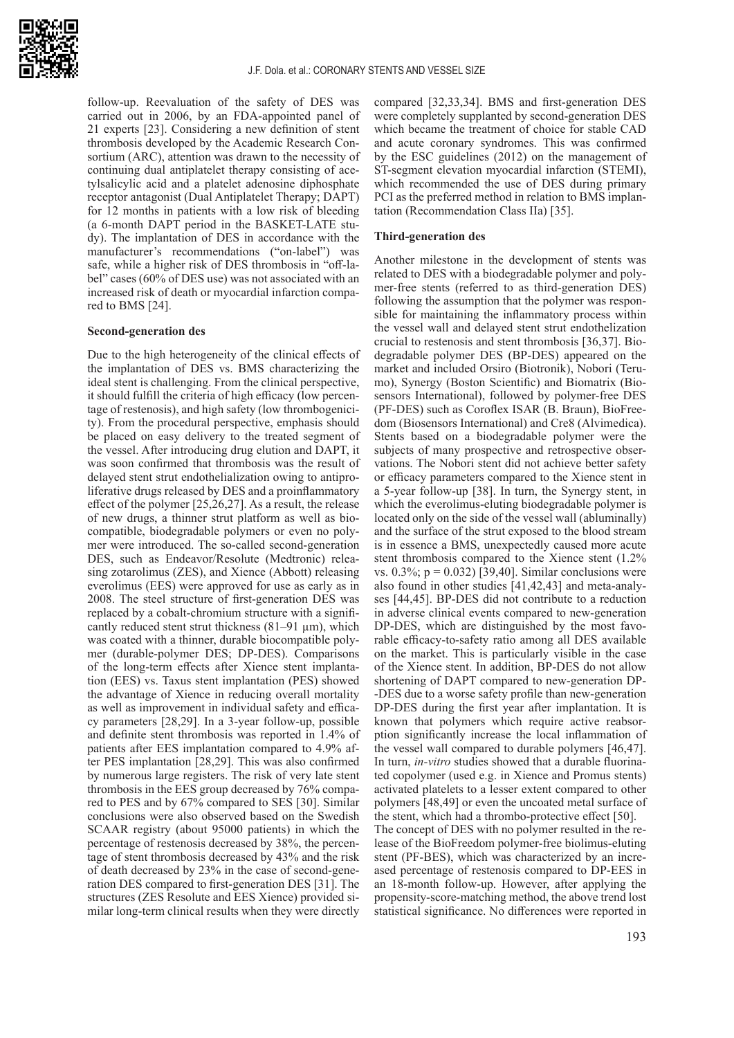follow-up. Reevaluation of the safety of DES was carried out in 2006, by an FDA-appointed panel of 21 experts [23]. Considering a new definition of stent thrombosis developed by the Academic Research Consortium (ARC), attention was drawn to the necessity of continuing dual antiplatelet therapy consisting of acetylsalicylic acid and a platelet adenosine diphosphate receptor antagonist (Dual Antiplatelet Therapy; DAPT) for 12 months in patients with a low risk of bleeding (a 6-month DAPT period in the BASKET-LATE study). The implantation of DES in accordance with the manufacturer's recommendations ("on-label") was safe, while a higher risk of DES thrombosis in "off-label" cases (60% of DES use) was not associated with an increased risk of death or myocardial infarction compared to BMS [24].

**Second-generation des**

Due to the high heterogeneity of the clinical effects of the implantation of DES vs. BMS characterizing the ideal stent is challenging. From the clinical perspective, it should fulfill the criteria of high efficacy (low percentage of restenosis), and high safety (low thrombogenicity). From the procedural perspective, emphasis should be placed on easy delivery to the treated segment of the vessel. After introducing drug elution and DAPT, it was soon confirmed that thrombosis was the result of delayed stent strut endothelialization owing to antiproliferative drugs released by DES and a proinflammatory effect of the polymer [25,26,27]. As a result, the release of new drugs, a thinner strut platform as well as biocompatible, biodegradable polymers or even no polymer were introduced. The so-called second-generation DES, such as Endeavor/Resolute (Medtronic) releasing zotarolimus (ZES), and Xience (Abbott) releasing everolimus (EES) were approved for use as early as in 2008. The steel structure of first-generation DES was replaced by a cobalt-chromium structure with a significantly reduced stent strut thickness (81–91 µm), which was coated with a thinner, durable biocompatible polymer (durable-polymer DES; DP-DES). Comparisons of the long-term effects after Xience stent implantation (EES) vs. Taxus stent implantation (PES) showed the advantage of Xience in reducing overall mortality as well as improvement in individual safety and efficacy parameters [28,29]. In a 3-year follow-up, possible and definite stent thrombosis was reported in 1.4% of patients after EES implantation compared to 4.9% after PES implantation [28,29]. This was also confirmed by numerous large registers. The risk of very late stent thrombosis in the EES group decreased by 76% compared to PES and by 67% compared to SES [30]. Similar conclusions were also observed based on the Swedish SCAAR registry (about 95000 patients) in which the percentage of restenosis decreased by 38%, the percentage of stent thrombosis decreased by 43% and the risk of death decreased by 23% in the case of second-generation DES compared to first-generation DES [31]. The structures (ZES Resolute and EES Xience) provided similar long-term clinical results when they were directly compared [32,33,34]. BMS and first-generation DES were completely supplanted by second-generation DES which became the treatment of choice for stable CAD and acute coronary syndromes. This was confirmed by the ESC guidelines (2012) on the management of ST-segment elevation myocardial infarction (STEMI), which recommended the use of DES during primary PCI as the preferred method in relation to BMS implantation (Recommendation Class IIa) [35].

**Third-generation des**

Another milestone in the development of stents was related to DES with a biodegradable polymer and polymer-free stents (referred to as third-generation DES) following the assumption that the polymer was responsible for maintaining the inflammatory process within the vessel wall and delayed stent strut endothelization crucial to restenosis and stent thrombosis [36,37]. Biodegradable polymer DES (BP-DES) appeared on the market and included Orsiro (Biotronik), Nobori (Terumo), Synergy (Boston Scientific) and Biomatrix (Biosensors International), followed by polymer-free DES (PF-DES) such as Coroflex ISAR (B. Braun), BioFreedom (Biosensors International) and Cre8 (Alvimedica). Stents based on a biodegradable polymer were the subjects of many prospective and retrospective observations. The Nobori stent did not achieve better safety or efficacy parameters compared to the Xience stent in a 5-year follow-up [38]. In turn, the Synergy stent, in which the everolimus-eluting biodegradable polymer is located only on the side of the vessel wall (abluminally) and the surface of the strut exposed to the blood stream is in essence a BMS, unexpectedly caused more acute stent thrombosis compared to the Xience stent (1.2% vs. 0.3%; $p = 0.032$) [39,40]. Similar conclusions were also found in other studies [41,42,43] and meta-analyses [44,45]. BP-DES did not contribute to a reduction in adverse clinical events compared to new-generation DP-DES, which are distinguished by the most favorable efficacy-to-safety ratio among all DES available on the market. This is particularly visible in the case of the Xience stent. In addition, BP-DES do not allow shortening of DAPT compared to new-generation DP-DES due to a worse safety profile than new-generation DP-DES during the first year after implantation. It is known that polymers which require active reabsorption significantly increase the local inflammation of the vessel wall compared to durable polymers [46,47]. In turn, *in-vitro* studies showed that a durable fluorinated copolymer (used e.g. in Xience and Promus stents) activated platelets to a lesser extent compared to other polymers [48,49] or even the uncoated metal surface of the stent, which had a thrombo-protective effect [50].

The concept of DES with no polymer resulted in the release of the BioFreedom polymer-free biolimus-eluting stent (PF-BES), which was characterized by an increased percentage of restenosis compared to DP-EES in an 18-month follow-up. However, after applying the propensity-score-matching method, the above trend lost statistical significance. No differences were reported in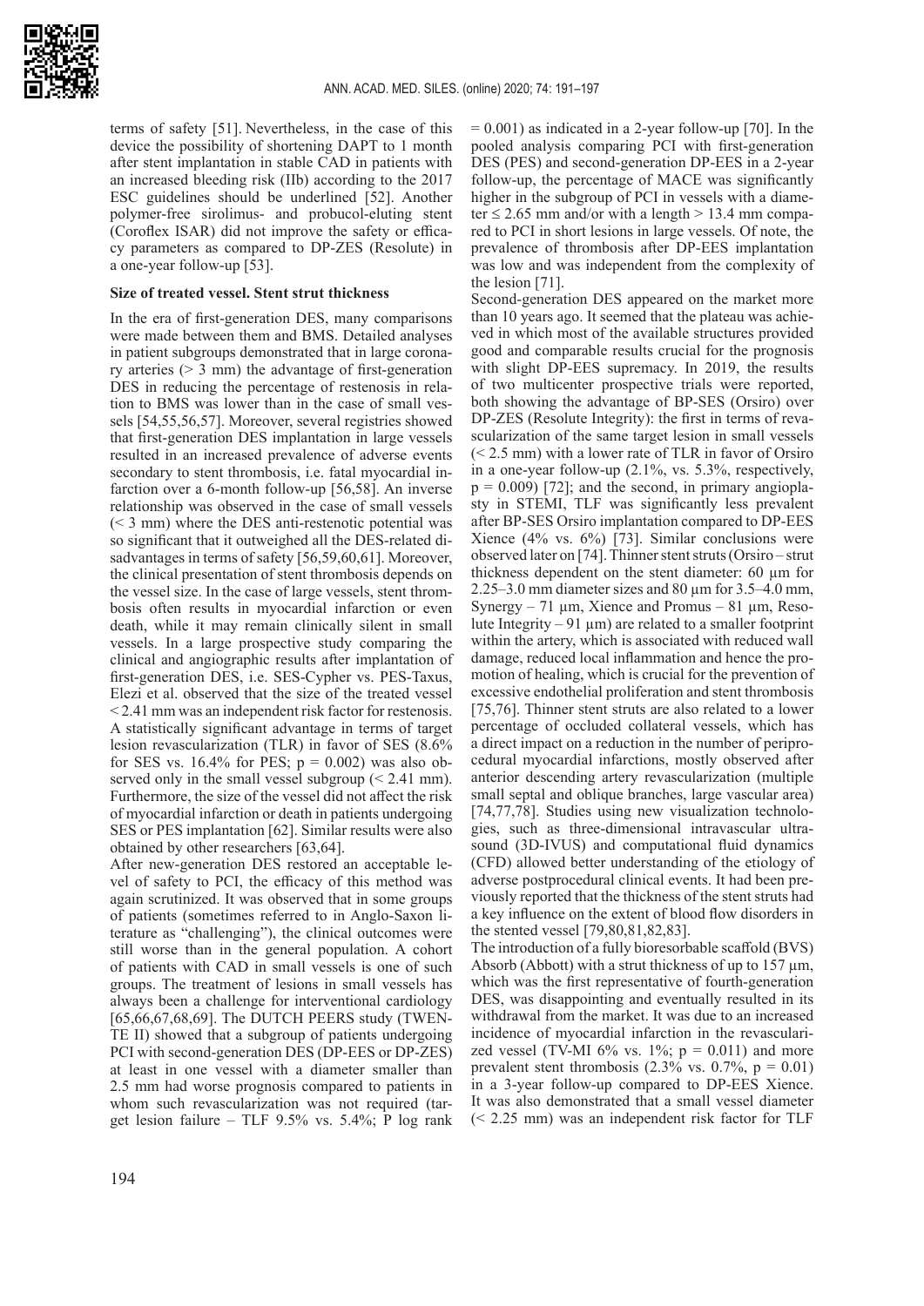terms of safety [51]. Nevertheless, in the case of this device the possibility of shortening DAPT to 1 month after stent implantation in stable CAD in patients with an increased bleeding risk (IIb) according to the 2017 ESC guidelines should be underlined [52]. Another polymer-free sirolimus- and probucol-eluting stent (Coroflex ISAR) did not improve the safety or efficacy parameters as compared to DP-ZES (Resolute) in a one-year follow-up [53].

**Size of treated vessel. Stent strut thickness**

In the era of first-generation DES, many comparisons were made between them and BMS. Detailed analyses in patient subgroups demonstrated that in large coronary arteries (> 3 mm) the advantage of first-generation DES in reducing the percentage of restenosis in relation to BMS was lower than in the case of small vessels [54,55,56,57]. Moreover, several registries showed that first-generation DES implantation in large vessels resulted in an increased prevalence of adverse events secondary to stent thrombosis, i.e. fatal myocardial infarction over a 6-month follow-up [56,58]. An inverse relationship was observed in the case of small vessels (< 3 mm) where the DES anti-restenotic potential was so significant that it outweighed all the DES-related disadvantages in terms of safety [56,59,60,61]. Moreover, the clinical presentation of stent thrombosis depends on the vessel size. In the case of large vessels, stent thrombosis often results in myocardial infarction or even death, while it may remain clinically silent in small vessels. In a large prospective study comparing the clinical and angiographic results after implantation of first-generation DES, i.e. SES-Cypher vs. PES-Taxus, Elezi et al. observed that the size of the treated vessel < 2.41 mm was an independent risk factor for restenosis. A statistically significant advantage in terms of target lesion revascularization (TLR) in favor of SES (8.6% for SES vs. 16.4% for PES; p = 0.002) was also observed only in the small vessel subgroup (< 2.41 mm). Furthermore, the size of the vessel did not affect the risk of myocardial infarction or death in patients undergoing SES or PES implantation [62]. Similar results were also obtained by other researchers [63,64].

After new-generation DES restored an acceptable level of safety to PCI, the efficacy of this method was again scrutinized. It was observed that in some groups of patients (sometimes referred to in Anglo-Saxon literature as "challenging"), the clinical outcomes were still worse than in the general population. A cohort of patients with CAD in small vessels is one of such groups. The treatment of lesions in small vessels has always been a challenge for interventional cardiology [65,66,67,68,69]. The DUTCH PEERS study (TWENTE II) showed that a subgroup of patients undergoing PCI with second-generation DES (DP-EES or DP-ZES) at least in one vessel with a diameter smaller than 2.5 mm had worse prognosis compared to patients in whom such revascularization was not required (target lesion failure – TLF 9.5% vs. 5.4%; P log rank = 0.001) as indicated in a 2-year follow-up [70]. In the pooled analysis comparing PCI with first-generation DES (PES) and second-generation DP-EES in a 2-year follow-up, the percentage of MACE was significantly higher in the subgroup of PCI in vessels with a diameter ≤ 2.65 mm and/or with a length > 13.4 mm compared to PCI in short lesions in large vessels. Of note, the prevalence of thrombosis after DP-EES implantation was low and was independent from the complexity of the lesion [71].

Second-generation DES appeared on the market more than 10 years ago. It seemed that the plateau was achieved in which most of the available structures provided good and comparable results crucial for the prognosis with slight DP-EES supremacy. In 2019, the results of two multicenter prospective trials were reported, both showing the advantage of BP-SES (Orsiro) over DP-ZES (Resolute Integrity): the first in terms of revascularization of the same target lesion in small vessels (< 2.5 mm) with a lower rate of TLR in favor of Orsiro in a one-year follow-up (2.1%, vs. 5.3%, respectively, p = 0.009) [72]; and the second, in primary angioplasty in STEMI, TLF was significantly less prevalent after BP-SES Orsiro implantation compared to DP-EES Xience (4% vs. 6%) [73]. Similar conclusions were observed later on [74]. Thinner stent struts (Orsiro – strut thickness dependent on the stent diameter: 60 µm for 2.25–3.0 mm diameter sizes and 80 µm for 3.5–4.0 mm, Synergy – 71 µm, Xience and Promus – 81 µm, Resolute Integrity – 91 µm) are related to a smaller footprint within the artery, which is associated with reduced wall damage, reduced local inflammation and hence the promotion of healing, which is crucial for the prevention of excessive endothelial proliferation and stent thrombosis [75,76]. Thinner stent struts are also related to a lower percentage of occluded collateral vessels, which has a direct impact on a reduction in the number of periprocedural myocardial infarctions, mostly observed after anterior descending artery revascularization (multiple small septal and oblique branches, large vascular area) [74,77,78]. Studies using new visualization technologies, such as three-dimensional intravascular ultrasound (3D-IVUS) and computational fluid dynamics (CFD) allowed better understanding of the etiology of adverse postprocedural clinical events. It had been previously reported that the thickness of the stent struts had a key influence on the extent of blood flow disorders in the stented vessel [79,80,81,82,83].

The introduction of a fully bioresorbable scaffold (BVS) Absorb (Abbott) with a strut thickness of up to 157 µm, which was the first representative of fourth-generation DES, was disappointing and eventually resulted in its withdrawal from the market. It was due to an increased incidence of myocardial infarction in the revascularized vessel (TV-MI 6% vs. 1%; p = 0.011) and more prevalent stent thrombosis (2.3% vs. 0.7%, p = 0.01) in a 3-year follow-up compared to DP-EES Xience. It was also demonstrated that a small vessel diameter (< 2.25 mm) was an independent risk factor for TLF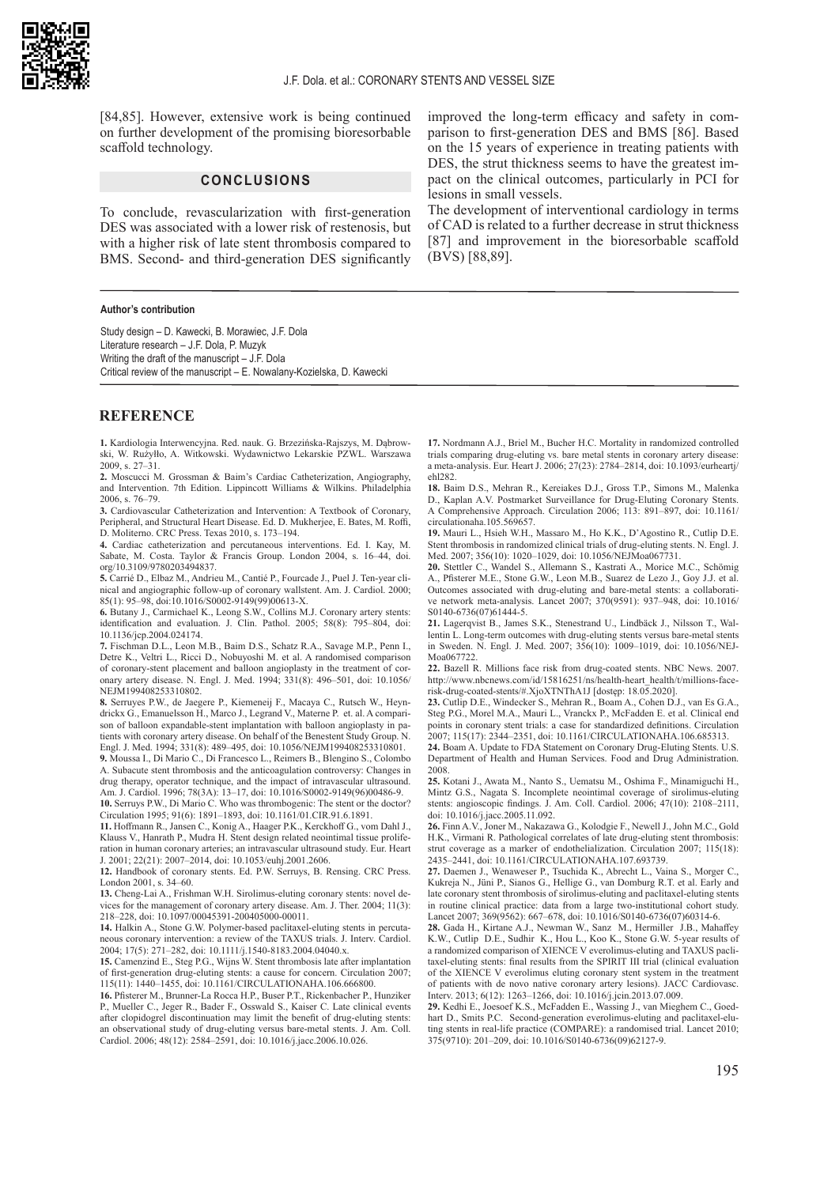[84,85]. However, extensive work is being continued on further development of the promising bioresorbable scaffold technology.

## CONCLUSIONS

To conclude, revascularization with first-generation DES was associated with a lower risk of restenosis, but with a higher risk of late stent thrombosis compared to BMS. Second- and third-generation DES significantly improved the long-term efficacy and safety in comparison to first-generation DES and BMS [86]. Based on the 15 years of experience in treating patients with DES, the strut thickness seems to have the greatest impact on the clinical outcomes, particularly in PCI for lesions in small vessels.

The development of interventional cardiology in terms of CAD is related to a further decrease in strut thickness [87] and improvement in the bioresorbable scaffold (BVS) [88,89].

**Author's contribution**

Study design – D. Kawecki, B. Morawiec, J.F. Dola
Literature research – J.F. Dola, P. Muzyk
Writing the draft of the manuscript – J.F. Dola
Critical review of the manuscript – E. Nowalany-Kozielska, D. Kawecki

## REFERENCE

**1.** Kardiologia Interwencyjna. Red. nauk. G. Brzezińska-Rajszys, M. Dąbrowski, W. Rużyłło, A. Witkowski. Wydawnictwo Lekarskie PZWL. Warszawa 2009, s. 27–31.

**2.** Moscucci M. Grossman & Baim's Cardiac Catheterization, Angiography, and Intervention. 7th Edition. Lippincott Williams & Wilkins. Philadelphia 2006, s. 76–79.

**3.** Cardiovascular Catheterization and Intervention: A Textbook of Coronary, Peripheral, and Structural Heart Disease. Ed. D. Mukherjee, E. Bates, M. Roffi, D. Moliterno. CRC Press. Texas 2010, s. 173–194.

**4.** Cardiac catheterization and percutaneous interventions. Ed. I. Kay, M. Sabate, M. Costa. Taylor & Francis Group. London 2004, s. 16–44, doi. org/10.3109/9780203494837.

**5.** Carrié D., Elbaz M., Andrieu M., Cantié P., Fourcade J., Puel J. Ten-year clinical and angiographic follow-up of coronary wallstent. Am. J. Cardiol. 2000; 85(1): 95–98, doi:10.1016/S0002-9149(99)00613-X.

**6.** Butany J., Carmichael K., Leong S.W., Collins M.J. Coronary artery stents: identification and evaluation. J. Clin. Pathol. 2005; 58(8): 795–804, doi: 10.1136/jcp.2004.024174.

**7.** Fischman D.L., Leon M.B., Baim D.S., Schatz R.A., Savage M.P., Penn I., Detre K., Veltri L., Ricci D., Nobuyoshi M. et al. A randomised comparison of coronary-stent placement and balloon angioplasty in the treatment of coronary artery disease. N. Engl. J. Med. 1994; 331(8): 496–501, doi: 10.1056/NEJM199408253310802.

**8.** Serruyes P.W., de Jaegere P., Kiemeneij F., Macaya C., Rutsch W., Heyndrickx G., Emanuelsson H., Marco J., Legrand V., Materne P. et. al. A comparison of balloon expandable-stent implantation with balloon angioplasty in patients with coronary artery disease. On behalf of the Benestent Study Group. N. Engl. J. Med. 1994; 331(8): 489–495, doi: 10.1056/NEJM199408253310801.

**9.** Moussa I., Di Mario C., Di Francesco L., Reimers B., Blengino S., Colombo A. Subacute stent thrombosis and the anticoagulation controversy: Changes in drug therapy, operator technique, and the impact of intravascular ultrasound. Am. J. Cardiol. 1996; 78(3A): 13–17, doi: 10.1016/S0002-9149(96)00486-9.

**10.** Serruys P.W., Di Mario C. Who was thrombogenic: The stent or the doctor? Circulation 1995; 91(6): 1891–1893, doi: 10.1161/01.CIR.91.6.1891.

**11.** Hoffmann R., Jansen C., Konig A., Haager P.K., Kerckhoff G., vom Dahl J., Klauss V., Hanrath P., Mudra H. Stent design related neointimal tissue proliferation in human coronary arteries; an intravascular ultrasound study. Eur. Heart J. 2001; 22(21): 2007–2014, doi: 10.1053/euhj.2001.2606.

**12.** Handbook of coronary stents. Ed. P.W. Serruys, B. Rensing. CRC Press. London 2001, s. 34–60.

**13.** Cheng-Lai A., Frishman W.H. Sirolimus-eluting coronary stents: novel devices for the management of coronary artery disease. Am. J. Ther. 2004; 11(3): 218–228, doi: 10.1097/00045391-200405000-00011.

**14.** Halkin A., Stone G.W. Polymer-based paclitaxel-eluting stents in percutaneous coronary intervention: a review of the TAXUS trials. J. Interv. Cardiol. 2004; 17(5): 271–282, doi: 10.1111/j.1540-8183.2004.04040.x.

**15.** Camenzind E., Steg P.G., Wijns W. Stent thrombosis late after implantation of first-generation drug-eluting stents: a cause for concern. Circulation 2007; 115(11): 1440–1455, doi: 10.1161/CIRCULATIONAHA.106.666800.

**16.** Pfisterer M., Brunner-La Rocca H.P., Buser P.T., Rickenbacher P., Hunziker P., Mueller C., Jeger R., Bader F., Osswald S., Kaiser C. Late clinical events after clopidogrel discontinuation may limit the benefit of drug-eluting stents: an observational study of drug-eluting versus bare-metal stents. J. Am. Coll. Cardiol. 2006; 48(12): 2584–2591, doi: 10.1016/j.jacc.2006.10.026.

**17.** Nordmann A.J., Briel M., Bucher H.C. Mortality in randomized controlled trials comparing drug-eluting vs. bare metal stents in coronary artery disease: a meta-analysis. Eur. Heart J. 2006; 27(23): 2784–2814, doi: 10.1093/eurheartj/ehl282.

**18.** Baim D.S., Mehran R., Kereiakes D.J., Gross T.P., Simons M., Malenka D., Kaplan A.V. Postmarket Surveillance for Drug-Eluting Coronary Stents. A Comprehensive Approach. Circulation 2006; 113: 891–897, doi: 10.1161/circulationaha.105.569657.

**19.** Mauri L., Hsieh W.H., Massaro M., Ho K.K., D'Agostino R., Cutlip D.E. Stent thrombosis in randomized clinical trials of drug-eluting stents. N. Engl. J. Med. 2007; 356(10): 1020–1029, doi: 10.1056/NEJMoa067731.

**20.** Stettler C., Wandel S., Allemann S., Kastrati A., Morice M.C., Schömig A., Pfisterer M.E., Stone G.W., Leon M.B., Suarez de Lezo J., Goy J.J. et al. Outcomes associated with drug-eluting and bare-metal stents: a collaborative network meta-analysis. Lancet 2007; 370(9591): 937–948, doi: 10.1016/S0140-6736(07)61444-5.

**21.** Lagerqvist B., James S.K., Stenestrand U., Lindbäck J., Nilsson T., Wallentin L. Long-term outcomes with drug-eluting stents versus bare-metal stents in Sweden. N. Engl. J. Med. 2007; 356(10): 1009–1019, doi: 10.1056/NEJMoa067722.

**22.** Bazell R. Millions face risk from drug-coated stents. NBC News. 2007. http://www.nbcnews.com/id/15816251/ns/health-heart_health/t/millions-face-risk-drug-coated-stents/#.XjoXTNThA1J [dostęp: 18.05.2020].

**23.** Cutlip D.E., Windecker S., Mehran R., Boam A., Cohen D.J., van Es G.A., Steg P.G., Morel M.A., Mauri L., Vranckx P., McFadden E. et al. Clinical end points in coronary stent trials: a case for standardized definitions. Circulation 2007; 115(17): 2344–2351, doi: 10.1161/CIRCULATIONAHA.106.685313.

**24.** Boam A. Update to FDA Statement on Coronary Drug-Eluting Stents. U.S. Department of Health and Human Services. Food and Drug Administration. 2008.

**25.** Kotani J., Awata M., Nanto S., Uematsu M., Oshima F., Minamiguchi H., Mintz G.S., Nagata S. Incomplete neointimal coverage of sirolimus-eluting stents: angioscopic findings. J. Am. Coll. Cardiol. 2006; 47(10): 2108–2111, doi: 10.1016/j.jacc.2005.11.092.

**26.** Finn A.V., Joner M., Nakazawa G., Kolodgie F., Newell J., John M.C., Gold H.K., Virmani R. Pathological correlates of late drug-eluting stent thrombosis: strut coverage as a marker of endothelialization. Circulation 2007; 115(18): 2435–2441, doi: 10.1161/CIRCULATIONAHA.107.693739.

**27.** Daemen J., Wenaweser P., Tsuchida K., Abrecht L., Vaina S., Morger C., Kukreja N., Jüni P., Sianos G., Hellige G., van Domburg R.T. et al. Early and late coronary stent thrombosis of sirolimus-eluting and paclitaxel-eluting stents in routine clinical practice: data from a large two-institutional cohort study. Lancet 2007; 369(9562): 667–678, doi: 10.1016/S0140-6736(07)60314-6.

**28.** Gada H., Kirtane A.J., Newman W., Sanz M., Hermiller J.B., Mahaffey K.W., Cutlip D.E., Sudhir K., Hou L., Koo K., Stone G.W. 5-year results of a randomized comparison of XIENCE V everolimus-eluting and TAXUS paclitaxel-eluting stents: final results from the SPIRIT III trial (clinical evaluation of the XIENCE V everolimus eluting coronary stent system in the treatment of patients with de novo native coronary artery lesions). JACC Cardiovasc. Interv. 2013; 6(12): 1263–1266, doi: 10.1016/j.jcin.2013.07.009.

**29.** Kedhi E., Joesoef K.S., McFadden E., Wassing J., van Mieghem C., Goedhart D., Smits P.C. Second-generation everolimus-eluting and paclitaxel-eluting stents in real-life practice (COMPARE): a randomised trial. Lancet 2010; 375(9710): 201–209, doi: 10.1016/S0140-6736(09)62127-9.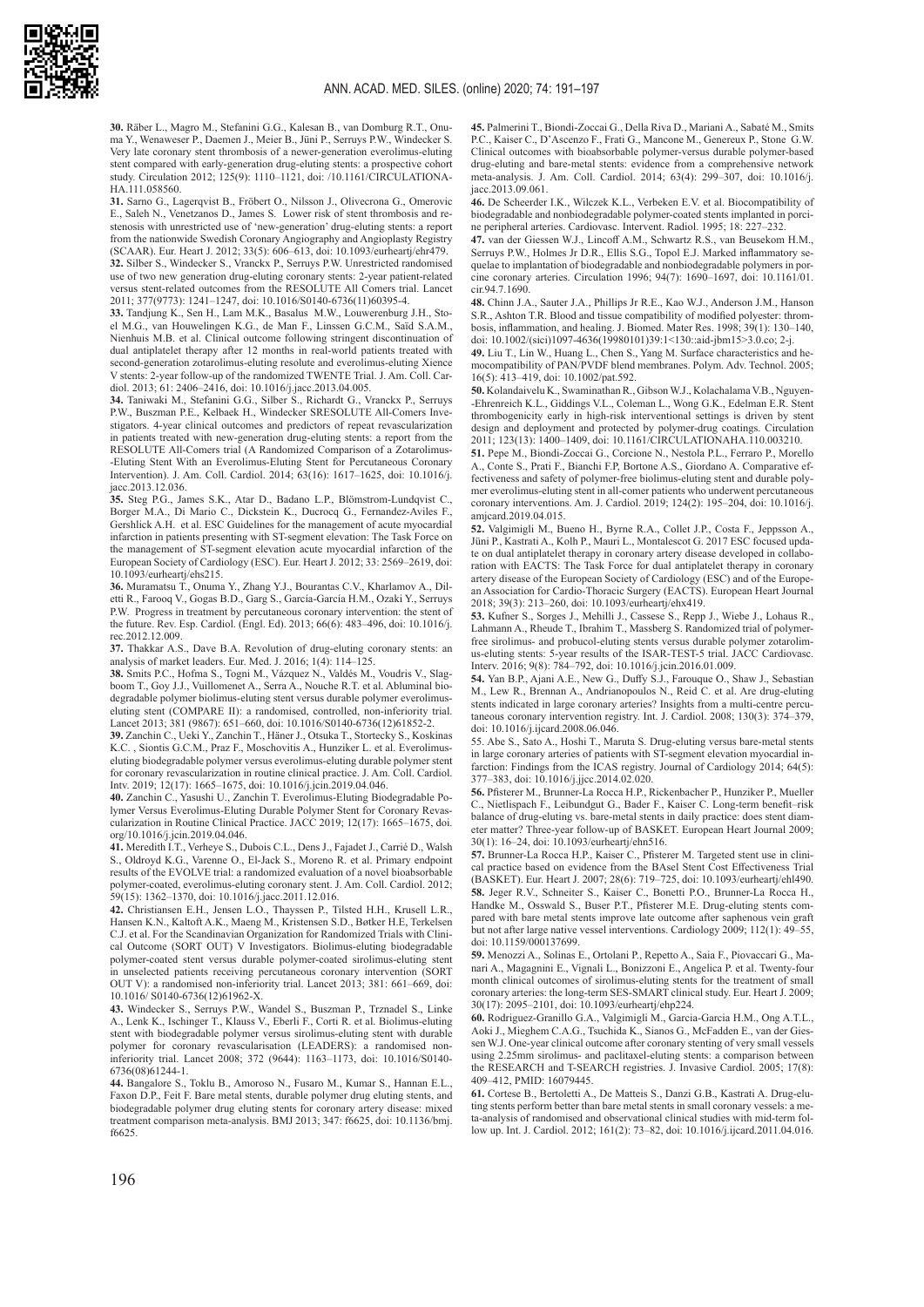**30.** Räber L., Magro M., Stefanini G.G., Kalesan B., van Domburg R.T., Onuma Y., Wenaweser P., Daemen J., Meier B., Jüni P., Serruys P.W., Windecker S. Very late coronary stent thrombosis of a newer-generation everolimus-eluting stent compared with early-generation drug-eluting stents: a prospective cohort study. Circulation 2012; 125(9): 1110–1121, doi: /10.1161/CIRCULATIONAHA.111.058560.

**31.** Sarno G., Lagerqvist B., Fröbert O., Nilsson J., Olivecrona G., Omerovic E., Saleh N., Venetzanos D., James S. Lower risk of stent thrombosis and restenosis with unrestricted use of 'new-generation' drug-eluting stents: a report from the nationwide Swedish Coronary Angiography and Angioplasty Registry (SCAAR). Eur. Heart J. 2012; 33(5): 606–613, doi: 10.1093/eurheartj/ehr479.

**32.** Silber S., Windecker S., Vranckx P., Serruys P.W. Unrestricted randomised use of two new generation drug-eluting coronary stents: 2-year patient-related versus stent-related outcomes from the RESOLUTE All Comers trial. Lancet 2011; 377(9773): 1241–1247, doi: 10.1016/S0140-6736(11)60395-4.

**33.** Tandjung K., Sen H., Lam M.K., Basalus M.W., Louwerenburg J.H., Stoel M.G., van Houwelingen K.G., de Man F., Linssen G.C.M., Saïd S.A.M., Nienhuis M.B. et al. Clinical outcome following stringent discontinuation of dual antiplatelet therapy after 12 months in real-world patients treated with second-generation zotarolimus-eluting resolute and everolimus-eluting Xience V stents: 2-year follow-up of the randomized TWENTE Trial. J. Am. Coll. Cardiol. 2013; 61: 2406–2416, doi: 10.1016/j.jacc.2013.04.005.

**34.** Taniwaki M., Stefanini G.G., Silber S., Richardt G., Vranckx P., Serruys P.W., Buszman P.E., Kelbaek H., Windecker SRESOLUTE All-Comers Investigators. 4-year clinical outcomes and predictors of repeat revascularization in patients treated with new-generation drug-eluting stents: a report from the RESOLUTE All-Comers trial (A Randomized Comparison of a Zotarolimus--Eluting Stent With an Everolimus-Eluting Stent for Percutaneous Coronary Intervention). J. Am. Coll. Cardiol. 2014; 63(16): 1617–1625, doi: 10.1016/j.jacc.2013.12.036.

**35.** Steg P.G., James S.K., Atar D., Badano L.P., Blömstrom-Lundqvist C., Borger M.A., Di Mario C., Dickstein K., Ducrocq G., Fernandez-Aviles F., Gershlick A.H. et al. ESC Guidelines for the management of acute myocardial infarction in patients presenting with ST-segment elevation: The Task Force on the management of ST-segment elevation acute myocardial infarction of the European Society of Cardiology (ESC). Eur. Heart J. 2012; 33: 2569–2619, doi: 10.1093/eurheartj/ehs215.

**36.** Muramatsu T., Onuma Y., Zhang Y.J., Bourantas C.V., Kharlamov A., Diletti R., Farooq V., Gogas B.D., Garg S., García-García H.M., Ozaki Y., Serruys P.W. Progress in treatment by percutaneous coronary intervention: the stent of the future. Rev. Esp. Cardiol. (Engl. Ed). 2013; 66(6): 483–496, doi: 10.1016/j.rec.2012.12.009.

**37.** Thakkar A.S., Dave B.A. Revolution of drug-eluting coronary stents: an analysis of market leaders. Eur. Med. J. 2016; 1(4): 114–125.

**38.** Smits P.C., Hofma S., Togni M., Vázquez N., Valdés M., Voudris V., Slagboom T., Goy J.J., Vuillomenet A., Serra A., Nouche R.T. et al. Abluminal biodegradable polymer biolimus-eluting stent versus durable polymer everolimus-eluting stent (COMPARE II): a randomised, controlled, non-inferiority trial. Lancet 2013; 381 (9867): 651–660, doi: 10.1016/S0140-6736(12)61852-2.

**39.** Zanchin C., Ueki Y., Zanchin T., Häner J., Otsuka T., Stortecky S., Koskinas K.C. , Siontis G.C.M., Praz F., Moschovitis A., Hunziker L. et al. Everolimus-eluting biodegradable polymer versus everolimus-eluting durable polymer stent for coronary revascularization in routine clinical practice. J. Am. Coll. Cardiol. Intv. 2019; 12(17): 1665–1675, doi: 10.1016/j.jcin.2019.04.046.

**40.** Zanchin C., Yasushi U., Zanchin T. Everolimus-Eluting Biodegradable Polymer Versus Everolimus-Eluting Durable Polymer Stent for Coronary Revascularization in Routine Clinical Practice. JACC 2019; 12(17): 1665–1675, doi. org/10.1016/j.jcin.2019.04.046.

**41.** Meredith I.T., Verheye S., Dubois C.L., Dens J., Fajadet J., Carrié D., Walsh S., Oldroyd K.G., Varenne O., El-Jack S., Moreno R. et al. Primary endpoint results of the EVOLVE trial: a randomized evaluation of a novel bioabsorbable polymer-coated, everolimus-eluting coronary stent. J. Am. Coll. Cardiol. 2012; 59(15): 1362–1370, doi: 10.1016/j.jacc.2011.12.016.

**42.** Christiansen E.H., Jensen L.O., Thayssen P., Tilsted H.H., Krusell L.R., Hansen K.N., Kaltoft A.K., Maeng M., Kristensen S.D., Bøtker H.E, Terkelsen C.J. et al. For the Scandinavian Organization for Randomized Trials with Clinical Outcome (SORT OUT) V Investigators. Biolimus-eluting biodegradable polymer-coated stent versus durable polymer-coated sirolimus-eluting stent in unselected patients receiving percutaneous coronary intervention (SORT OUT V): a randomised non-inferiority trial. Lancet 2013; 381: 661–669, doi: 10.1016/ S0140-6736(12)61962-X.

**43.** Windecker S., Serruys P.W., Wandel S., Buszman P., Trznadel S., Linke A., Lenk K., Ischinger T., Klauss V., Eberli F., Corti R. et al. Biolimus-eluting stent with biodegradable polymer versus sirolimus-eluting stent with durable polymer for coronary revascularisation (LEADERS): a randomised non-inferiority trial. Lancet 2008; 372 (9644): 1163–1173, doi: 10.1016/S0140-6736(08)61244-1.

**44.** Bangalore S., Toklu B., Amoroso N., Fusaro M., Kumar S., Hannan E.L., Faxon D.P., Feit F. Bare metal stents, durable polymer drug eluting stents, and biodegradable polymer drug eluting stents for coronary artery disease: mixed treatment comparison meta-analysis. BMJ 2013; 347: f6625, doi: 10.1136/bmj.f6625.

**45.** Palmerini T., Biondi-Zoccai G., Della Riva D., Mariani A., Sabaté M., Smits P.C., Kaiser C., D'Ascenzo F., Frati G., Mancone M., Genereux P., Stone G.W. Clinical outcomes with bioabsorbable polymer-versus durable polymer-based drug-eluting and bare-metal stents: evidence from a comprehensive network meta-analysis. J. Am. Coll. Cardiol. 2014; 63(4): 299–307, doi: 10.1016/j.jacc.2013.09.061.

**46.** De Scheerder I.K., Wilczek K.L., Verbeken E.V. et al. Biocompatibility of biodegradable and nonbiodegradable polymer-coated stents implanted in porcine peripheral arteries. Cardiovasc. Intervent. Radiol. 1995; 18: 227–232.

**47.** van der Giessen W.J., Lincoff A.M., Schwartz R.S., van Beusekom H.M., Serruys P.W., Holmes Jr D.R., Ellis S.G., Topol E.J. Marked inflammatory sequelae to implantation of biodegradable and nonbiodegradable polymers in porcine coronary arteries. Circulation 1996; 94(7): 1690–1697, doi: 10.1161/01.cir.94.7.1690.

**48.** Chinn J.A., Sauter J.A., Phillips Jr R.E., Kao W.J., Anderson J.M., Hanson S.R., Ashton T.R. Blood and tissue compatibility of modified polyester: thrombosis, inflammation, and healing. J. Biomed. Mater Res. 1998; 39(1): 130–140, doi: 10.1002/(sici)1097-4636(19980101)39:1<130::aid-jbm15>3.0.co; 2-j.

**49.** Liu T., Lin W., Huang L., Chen S., Yang M. Surface characteristics and hemocompatibility of PAN/PVDF blend membranes. Polym. Adv. Technol. 2005; 16(5): 413–419, doi: 10.1002/pat.592.

**50.** Kolandaivelu K., Swaminathan R., Gibson W.J., Kolachalama V.B., Nguyen--Ehrenreich K.L., Giddings V.L., Coleman L., Wong G.K., Edelman E.R. Stent thrombogenicity early in high-risk interventional settings is driven by stent design and deployment and protected by polymer-drug coatings. Circulation 2011; 123(13): 1400–1409, doi: 10.1161/CIRCULATIONAHA.110.003210.

**51.** Pepe M., Biondi-Zoccai G., Corcione N., Nestola P.L., Ferraro P., Morello A., Conte S., Prati F., Bianchi F.P, Bortone A.S., Giordano A. Comparative effectiveness and safety of polymer-free biolimus-eluting stent and durable polymer everolimus-eluting stent in all-comer patients who underwent percutaneous coronary interventions. Am. J. Cardiol. 2019; 124(2): 195–204, doi: 10.1016/j.amjcard.2019.04.015.

**52.** Valgimigli M., Bueno H., Byrne R.A., Collet J.P., Costa F., Jeppsson A., Jüni P., Kastrati A., Kolh P., Mauri L., Montalescot G. 2017 ESC focused update on dual antiplatelet therapy in coronary artery disease developed in collaboration with EACTS: The Task Force for dual antiplatelet therapy in coronary artery disease of the European Society of Cardiology (ESC) and of the European Association for Cardio-Thoracic Surgery (EACTS). European Heart Journal 2018; 39(3): 213–260, doi: 10.1093/eurheartj/ehx419.

**53.** Kufner S., Sorges J., Mehilli J., Cassese S., Repp J., Wiebe J., Lohaus R., Lahmann A., Rheude T., Ibrahim T., Massberg S. Randomized trial of polymer-free sirolimus- and probucol-eluting stents versus durable polymer zotarolimus-eluting stents: 5-year results of the ISAR-TEST-5 trial. JACC Cardiovasc. Interv. 2016; 9(8): 784–792, doi: 10.1016/j.jcin.2016.01.009.

**54.** Yan B.P., Ajani A.E., New G., Duffy S.J., Farouque O., Shaw J., Sebastian M., Lew R., Brennan A., Andrianopoulos N., Reid C. et al. Are drug-eluting stents indicated in large coronary arteries? Insights from a multi-centre percutaneous coronary intervention registry. Int. J. Cardiol. 2008; 130(3): 374–379, doi: 10.1016/j.ijcard.2008.06.046.

55. Abe S., Sato A., Hoshi T., Maruta S. Drug-eluting versus bare-metal stents in large coronary arteries of patients with ST-segment elevation myocardial infarction: Findings from the ICAS registry. Journal of Cardiology 2014; 64(5): 377–383, doi: 10.1016/j.jjcc.2014.02.020.

**56.** Pfisterer M., Brunner-La Rocca H.P., Rickenbacher P., Hunziker P., Mueller C., Nietlispach F., Leibundgut G., Bader F., Kaiser C. Long-term benefit–risk balance of drug-eluting vs. bare-metal stents in daily practice: does stent diameter matter? Three-year follow-up of BASKET. European Heart Journal 2009; 30(1): 16–24, doi: 10.1093/eurheartj/ehn516.

**57.** Brunner-La Rocca H.P., Kaiser C., Pfisterer M. Targeted stent use in clinical practice based on evidence from the BAsel Stent Cost Effectiveness Trial (BASKET). Eur. Heart J. 2007; 28(6): 719–725, doi: 10.1093/eurheartj/ehl490.

**58.** Jeger R.V., Schneiter S., Kaiser C., Bonetti P.O., Brunner-La Rocca H., Handke M., Osswald S., Buser P.T., Pfisterer M.E. Drug-eluting stents compared with bare metal stents improve late outcome after saphenous vein graft but not after large native vessel interventions. Cardiology 2009; 112(1): 49–55, doi: 10.1159/000137699.

**59.** Menozzi A., Solinas E., Ortolani P., Repetto A., Saia F., Piovaccari G., Manari A., Magagnini E., Vignali L., Bonizzoni E., Angelica P. et al. Twenty-four month clinical outcomes of sirolimus-eluting stents for the treatment of small coronary arteries: the long-term SES-SMART clinical study. Eur. Heart J. 2009; 30(17): 2095–2101, doi: 10.1093/eurheartj/ehp224.

**60.** Rodriguez-Granillo G.A., Valgimigli M., Garcia-Garcia H.M., Ong A.T.L., Aoki J., Mieghem C.A.G., Tsuchida K., Sianos G., McFadden E., van der Giessen W.J. One-year clinical outcome after coronary stenting of very small vessels using 2.25mm sirolimus- and paclitaxel-eluting stents: a comparison between the RESEARCH and T-SEARCH registries. J. Invasive Cardiol. 2005; 17(8): 409–412, PMID: 16079445.

**61.** Cortese B., Bertoletti A., De Matteis S., Danzi G.B., Kastrati A. Drug-eluting stents perform better than bare metal stents in small coronary vessels: a meta-analysis of randomised and observational clinical studies with mid-term follow up. Int. J. Cardiol. 2012; 161(2): 73–82, doi: 10.1016/j.ijcard.2011.04.016.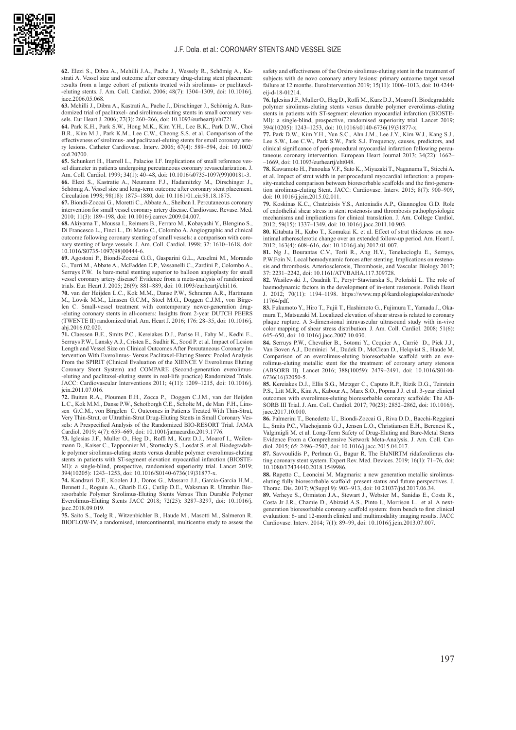**62.** Elezi S., Dibra A., Mehilli J.A., Pache J., Wessely R., Schömig A., Kastrati A. Vessel size and outcome after coronary drug-eluting stent placement: results from a large cohort of patients treated with sirolimus- or paclitaxel-eluting stents. J. Am. Coll. Cardiol. 2006; 48(7): 1304–1309, doi: 10.1016/j.jacc.2006.05.068.

**63.** Mehilli J., Dibra A., Kastrati A., Pache J., Dirschinger J., Schömig A. Randomized trial of paclitaxel- and sirolimus-eluting stents in small coronary vessels. Eur Heart J. 2006; 27(3): 260–266, doi: 10.1093/eurheartj/ehi721.

**64.** Park K.H., Park S.W., Hong M.K., Kim Y.H., Lee B.K., Park D.W., Choi B.R., Kim M.J., Park K.M., Lee C.W., Cheong S.S. et al. Comparison of the effectiveness of sirolimus- and paclitaxel-eluting stents for small coronary artery lesions. Catheter Cardiovasc. Interv. 2006; 67(4): 589–594, doi: 10.1002/ccd.20700.

**65.** Schunkert H., Harrell L., Palacios I.F. Implications of small reference vessel diameter in patients undergoing percutaneous coronary revascularization. J. Am. Coll. Cardiol. 1999; 34(1): 40–48, doi: 10.1016/s0735-1097(99)00181-3.

**66.** Elezi S., Kastratie A., Neumann F.J., Hadamitzky M., Dirschinger J., Schömig A. Vessel size and long-term outcome after coronary stent placement. Circulation 1998; 98(18): 1875–1880, doi: 10.1161/01.cir.98.18.1875.

**67.** Biondi-Zoccai G., Moretti C., Abbate A., Sheiban I. Percutaneous coronary intervention for small vessel coronary artery disease. Cardiovasc. Revasc. Med. 2010; 11(3): 189–198, doi: 10.1016/j.carrev.2009.04.007.

**68.** Akiyama T., Moussa I., Reimers B., Ferraro M., Kobayashi Y., Blengino S., Di Francesco L., Finci L., Di Mario C., Colombo A. Angiographic and clinical outcome following coronary stenting of small vessels: a comparison with coronary stenting of large vessels. J. Am. Coll. Cardiol. 1998; 32: 1610–1618, doi: 10.1016/S0735-1097(98)00444-6.

**69.** Agostoni P., Biondi-Zoccai G.G., Gasparini G.L., Anselmi M., Morando G., Turri M., Abbate A., McFadden E.P., Vassanelli C., Zardini P., Colombo A., Serruys P.W. Is bare-metal stenting superior to balloon angioplasty for small vessel coronary artery disease? Evidence from a meta-analysis of randomized trials. Eur. Heart J. 2005; 26(9): 881–889, doi: 10.1093/eurheartj/ehi116.

**70.** van der Heijden L.C., Kok M.M., Danse P.W., Schramm A.R., Hartmann M., Löwik M.M., Linssen G.C.M., Stoel M.G., Doggen C.J.M., von Birgelen C. Small-vessel treatment with contemporary newer-generation drug-eluting coronary stents in all-comers: Insights from 2-year DUTCH PEERS (TWENTE II) randomized trial. Am. Heart J. 2016; 176: 28–35, doi: 10.1016/j.ahj.2016.02.020.

**71.** Claessen B.E., Smits P.C., Kereiakes D.J., Parise H., Fahy M., Kedhi E., Serruys P.W., Lansky A.J., Cristea E., Sudhir K., Sood P. et al. Impact of Lesion Length and Vessel Size on Clinical Outcomes After Percutaneous Coronary Intervention With Everolimus- Versus Paclitaxel-Eluting Stents: Pooled Analysis From the SPIRIT (Clinical Evaluation of the XIENCE V Everolimus Eluting Coronary Stent System) and COMPARE (Second-generation everolimus-eluting and paclitaxel-eluting stents in real-life practice) Randomized Trials. JACC: Cardiovascular Interventions 2011; 4(11): 1209–1215, doi: 10.1016/j.jcin.2011.07.016.

**72.** Buiten R.A., Ploumen E.H., Zocca P., Doggen C.J.M., van der Heijden L.C., Kok M.M., Danse P.W., Schotborgh C.E., Scholte M., de Man F.H., Linssen G.C.M., von Birgelen C. Outcomes in Patients Treated With Thin-Strut, Very Thin-Strut, or Ultrathin-Strut Drug-Eluting Stents in Small Coronary Vessels: A Prespecified Analysis of the Randomized BIO-RESORT Trial. JAMA Cardiol. 2019; 4(7): 659–669, doi: 10.1001/jamacardio.2019.1776.

**73.** Iglesias J.F., Muller O., Heg D., Roffi M., Kurz D.J., Moarof I., Weilenmann D., Kaiser C., Tapponnier M., Stortecky S., Losdat S. et al. Biodegradable polymer sirolimus-eluting stents versus durable polymer everolimus-eluting stents in patients with ST-segment elevation myocardial infarction (BIOSTEMI): a single-blind, prospective, randomised superiority trial. Lancet 2019; 394(10205): 1243–1253, doi: 10.1016/S0140-6736(19)31877-x.

**74.** Kandzari D.E., Koolen J.J., Doros G., Massaro J.J., Garcia-Garcia H.M., Bennett J., Roguin A., Gharib E.G., Cutlip D.E., Waksman R. Ultrathin Bioresorbable Polymer Sirolimus-Eluting Stents Versus Thin Durable Polymer Everolimus-Eluting Stents JACC 2018; 72(25): 3287–3297, doi: 10.1016/j.jacc.2018.09.019.

**75.** Saito S., Toelg R., Witzenbichler B., Haude M., Masotti M., Salmeron R. BIOFLOW-IV, a randomised, intercontinental, multicentre study to assess the safety and effectiveness of the Orsiro sirolimus-eluting stent in the treatment of subjects with de novo coronary artery lesions: primary outcome target vessel failure at 12 months. EuroIntervention 2019; 15(11): 1006–1013, doi: 10.4244/eij-d-18-01214.

**76.** Iglesias J.F., Muller O., Heg D., Roffi M., Kurz D.J., Moarof I. Biodegradable polymer sirolimus-eluting stents versus durable polymer everolimus-eluting stents in patients with ST-segment elevation myocardial infarction (BIOSTEMI): a single-blind, prospective, randomised superiority trial. Lancet 2019; 394(10205): 1243–1253, doi: 10.1016/s0140-6736(19)31877-x.

**77.** Park D.W., Kim Y.H., Yun S.C., Ahn J.M., Lee J.Y., Kim W.J., Kang S.J., Lee S.W., Lee C.W., Park S.W., Park S.J. Frequency, causes, predictors, and clinical significance of peri-procedural myocardial infarction following percutaneous coronary intervention. European Heart Journal 2013; 34(22): 1662–1669, doi: 10.1093/eurheartj/eht048.

**78.** Kawamoto H., Panoulas V.F., Sato K., Miyazaki T., Naganuma T., Sticchi A. et al. Impact of strut width in periprocedural myocardial infarction: a propensity-matched comparison between bioresorbable scaffolds and the first-generation sirolimus-eluting Stent. JACC: Cardiovasc. Interv. 2015; 8(7): 900–909, doi: 10.1016/j.jcin.2015.02.011.

**79.** Koskinas K.C., Chatzizisis Y.S., Antoniadis A.P., Giannoglou G.D. Role of endothelial shear stress in stent restenosis and thrombosis pathophysiologic mechanisms and implications for clinical translation. J. Am. College Cardiol. 2012; 59(15): 1337–1349, doi: 10.1016/j.jacc.2011.10.903.

**80.** Kitabata H., Kubo T., Komukai K. et al. Effect of strut thickness on neointimal atherosclerotic change over an extended follow-up period. Am. Heart J. 2012; 163(4): 608–616, doi: 10.1016/j.ahj.2012.01.007.

**81.** Ng J., Bourantas C.V., Torii R., Ang H.Y., Tenekecioglu E., Serruys, P.W.Foin N. Local hemodynamic forces after stenting. Implications on restenosis and thrombosis. Arteriosclerosis, Thrombosis, and Vascular Biology 2017; 37: 2231–2242, doi: 10.1161/ATVBAHA.117.309728.

**82.** Wasilewski J., Osadnik T., Peryt−Stawiarska S., Poloński L. The role of haemodynamic factors in the development of in-stent restenosis. Polish Heart J. 2012; 70(11): 1194–1198. https://www.mp.pl/kardiologiapolska/en/node/11764/pdf.

**83.** Fukumoto Y., Hiro T., Fujii T., Hashimoto G., Fujimura T., Yamada J., Okamura T., Matsuzaki M. Localized elevation of shear stress is related to coronary plaque rupture. A 3-dimensional intravascular ultrasound study with in-vivo color mapping of shear stress distribution. J. Am. Coll. Cardiol. 2008; 51(6): 645–650, doi: 10.1016/j.jacc.2007.10.030.

**84.** Serruys P.W., Chevalier B., Sotomi Y., Cequier A., Carrié D., Piek J.J., Van Boven A.J., Dominici M., Dudek D., McClean D., Helqvist S., Haude M. Comparison of an everolimus-eluting bioresorbable scaffold with an everolimus-eluting metallic stent for the treatment of coronary artery stenosis (ABSORB II). Lancet 2016; 388(10059): 2479–2491, doi: 10.1016/S0140-6736(16)32050-5.

**85.** Kereiakes D.J., Ellis S.G., Metzger C., Caputo R.P., Rizik D.G., Teirstein P.S., Litt M.R., Kini A., Kabour A., Marx S.O., Popma J.J. et al. 3-year clinical outcomes with everolimus-eluting bioresorbable coronary scaffolds: The ABSORB III Trial. J. Am. Coll. Cardiol. 2017; 70(23): 2852–2862, doi: 10.1016/j.jacc.2017.10.010.

**86.** Palmerini T., Benedetto U., Biondi-Zoccai G., Riva D.D., Bacchi-Reggiani L., Smits P.C., Vlachojannis G.J., Jensen L.O., Christiansen E.H., Berencsi K., Valgimigli M. et al. Long-Term Safety of Drug-Eluting and Bare-Metal Stents Evidence From a Comprehensive Network Meta-Analysis. J. Am. Coll. Cardiol. 2015; 65: 2496–2507, doi: 10.1016/j.jacc.2015.04.017.

**87.** Savvoulidis P., Perlman G., Bagur R. The EluNIRTM ridaforolimus eluting coronary stent system. Expert Rev. Med. Devices. 2019; 16(1): 71–76, doi: 10.1080/17434440.2018.1549986.

**88.** Rapetto C., Leoncini M. Magmaris: a new generation metallic sirolimus-eluting fully bioresorbable scaffold: present status and future perspectives. J. Thorac. Dis. 2017; 9(Suppl 9): 903–913, doi: 10.21037/jtd.2017.06.34.

**89.** Verheye S., Ormiston J.A., Stewart J., Webster M., Sanidas E., Costa R., Costa Jr J.R., Chamie D., Abizaid A.S., Pinto I., Morrison L. et al. A next-generation bioresorbable coronary scaffold system: from bench to first clinical evaluation: 6- and 12-month clinical and multimodality imaging results. JACC Cardiovasc. Interv. 2014; 7(1): 89–99, doi: 10.1016/j.jcin.2013.07.007.